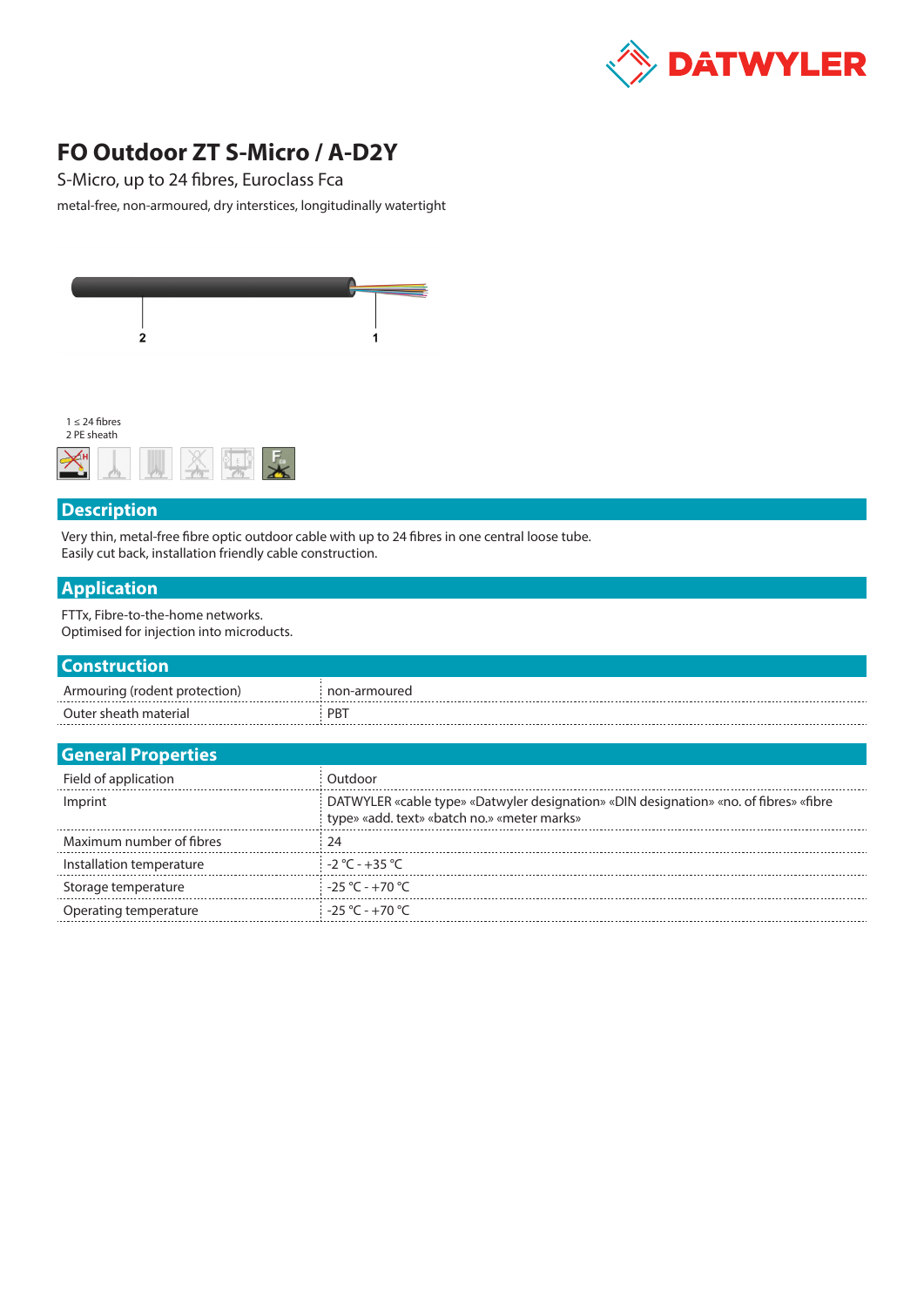# FO Outdoor ZT S-Micro / A-D2Y

S-Micro, up to 24 fibres, Euroclass Fca

metal-free, non-armoured, dry interstices, longitudinally watertight

2

1

1 ≤ 24 fibres
2 PE sheath

## Description

Very thin, metal-free fibre optic outdoor cable with up to 24 fibres in one central loose tube.
Easily cut back, installation friendly cable construction.

## Application

FTTx, Fibre-to-the-home networks.
Optimised for injection into microducts.

## Construction

| | |
|---|---|
| Armouring (rodent protection) | non-armoured |
| Outer sheath material | PBT |

## General Properties

| | |
|---|---|
| Field of application | Outdoor |
| Imprint | DATWYLER «cable type» «Datwyler designation» «DIN designation» «no. of fibres» «fibre type» «add. text» «batch no.» «meter marks» |
| Maximum number of fibres | 24 |
| Installation temperature | -2 °C - +35 °C |
| Storage temperature | -25 °C - +70 °C |
| Operating temperature | -25 °C - +70 °C |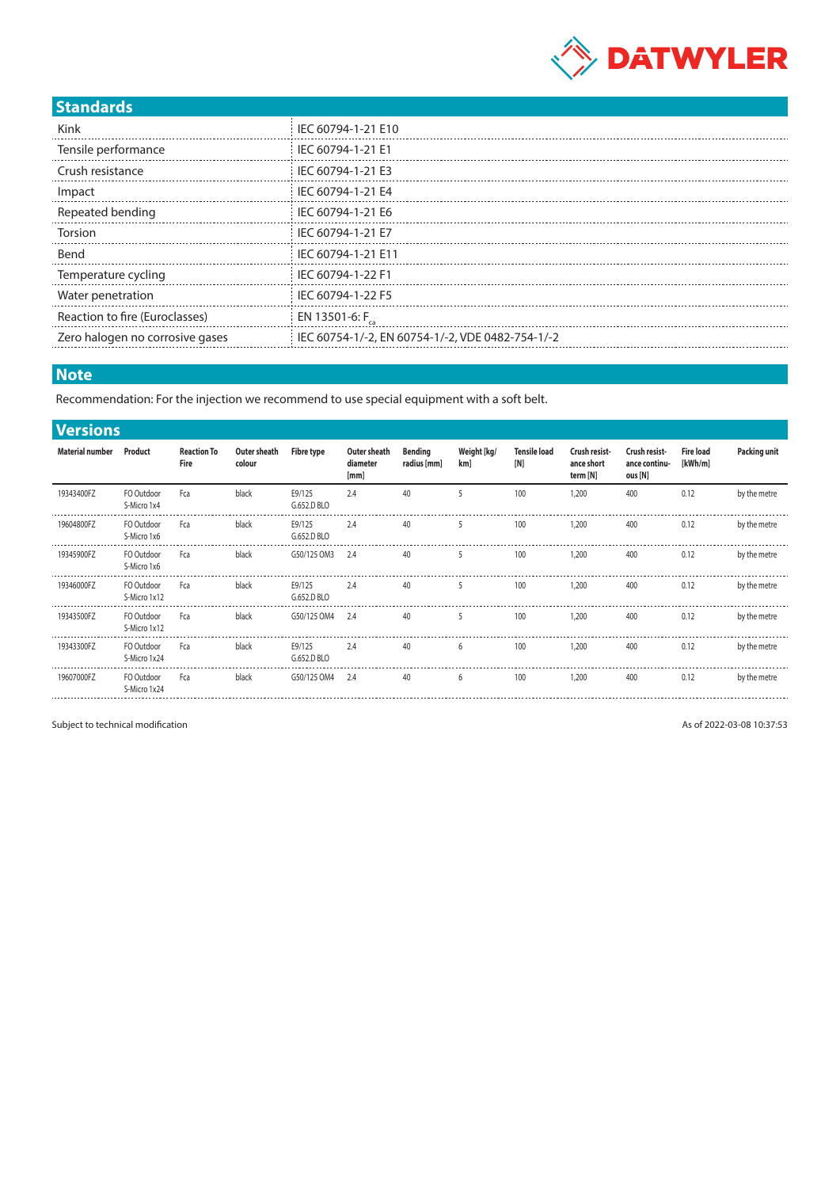## Standards

| | |
|---|---|
| Kink | IEC 60794-1-21 E10 |
| Tensile performance | IEC 60794-1-21 E1 |
| Crush resistance | IEC 60794-1-21 E3 |
| Impact | IEC 60794-1-21 E4 |
| Repeated bending | IEC 60794-1-21 E6 |
| Torsion | IEC 60794-1-21 E7 |
| Bend | IEC 60794-1-21 E11 |
| Temperature cycling | IEC 60794-1-22 F1 |
| Water penetration | IEC 60794-1-22 F5 |
| Reaction to fire (Euroclasses) | EN 13501-6: $F_{ca}$ |
| Zero halogen no corrosive gases | IEC 60754-1/-2, EN 60754-1/-2, VDE 0482-754-1/-2 |

## Note

Recommendation: For the injection we recommend to use special equipment with a soft belt.

## Versions

| Material number | Product | Reaction To Fire | Outer sheath colour | Fibre type | Outer sheath diameter [mm] | Bending radius [mm] | Weight [kg/km] | Tensile load [N] | Crush resistance short term [N] | Crush resistance continuous [N] | Fire load [kWh/m] | Packing unit |
|---|---|---|---|---|---|---|---|---|---|---|---|---|
| 19343400FZ | FO Outdoor S-Micro 1x4 | Fca | black | E9/125 G.652.D BLO | 2.4 | 40 | 5 | 100 | 1,200 | 400 | 0.12 | by the metre |
| 19604800FZ | FO Outdoor S-Micro 1x6 | Fca | black | E9/125 G.652.D BLO | 2.4 | 40 | 5 | 100 | 1,200 | 400 | 0.12 | by the metre |
| 19345900FZ | FO Outdoor S-Micro 1x6 | Fca | black | G50/125 OM3 | 2.4 | 40 | 5 | 100 | 1,200 | 400 | 0.12 | by the metre |
| 19346000FZ | FO Outdoor S-Micro 1x12 | Fca | black | E9/125 G.652.D BLO | 2.4 | 40 | 5 | 100 | 1,200 | 400 | 0.12 | by the metre |
| 19343500FZ | FO Outdoor S-Micro 1x12 | Fca | black | G50/125 OM4 | 2.4 | 40 | 5 | 100 | 1,200 | 400 | 0.12 | by the metre |
| 19343300FZ | FO Outdoor S-Micro 1x24 | Fca | black | E9/125 G.652.D BLO | 2.4 | 40 | 6 | 100 | 1,200 | 400 | 0.12 | by the metre |
| 19607000FZ | FO Outdoor S-Micro 1x24 | Fca | black | G50/125 OM4 | 2.4 | 40 | 6 | 100 | 1,200 | 400 | 0.12 | by the metre |

Subject to technical modification

As of 2022-03-08 10:37:53